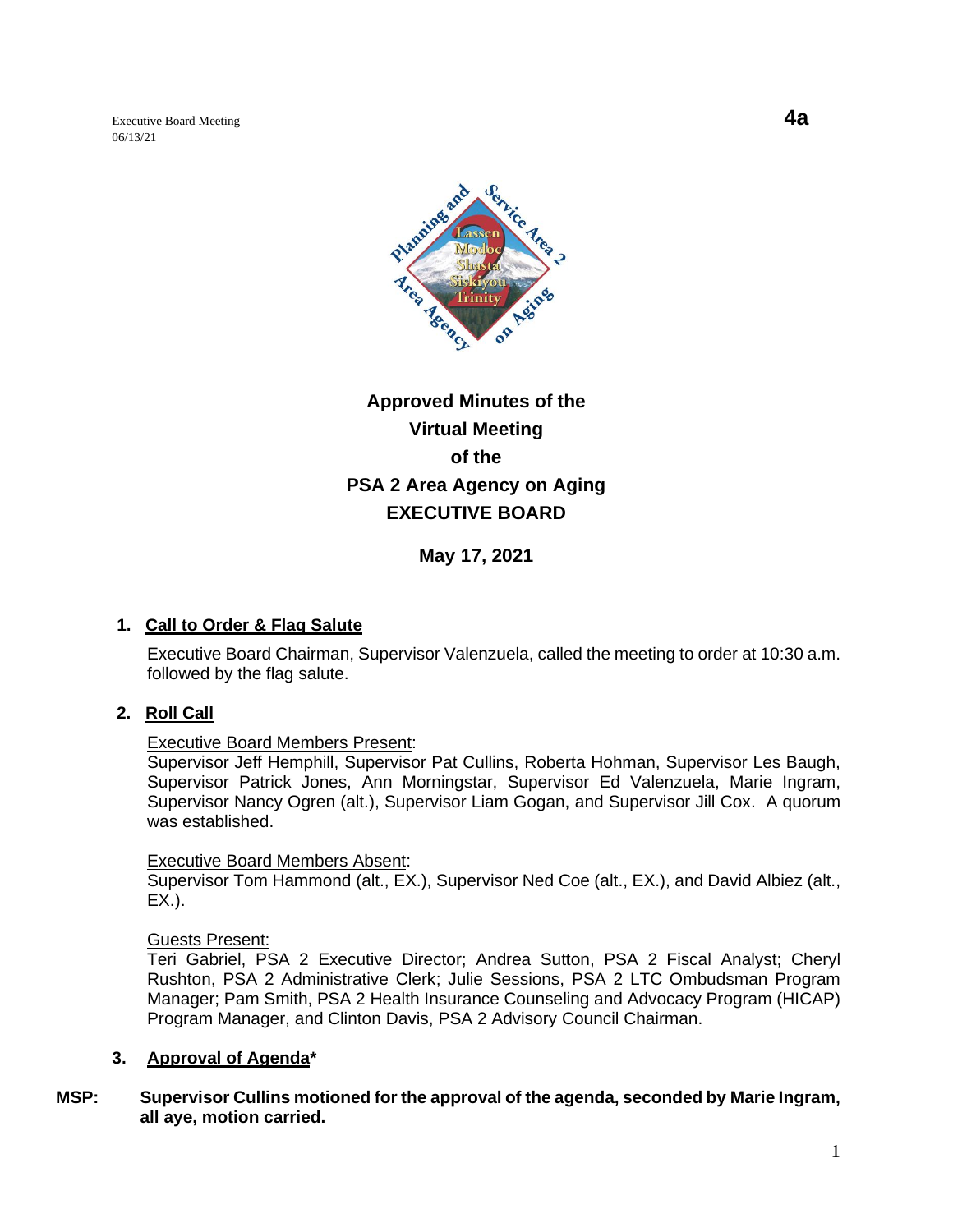Executive Board Meeting
06/13/21

**4a**

# Approved Minutes of the Virtual Meeting of the PSA 2 Area Agency on Aging EXECUTIVE BOARD

**May 17, 2021**

## 1. Call to Order & Flag Salute

Executive Board Chairman, Supervisor Valenzuela, called the meeting to order at 10:30 a.m. followed by the flag salute.

## 2. Roll Call

Executive Board Members Present:
Supervisor Jeff Hemphill, Supervisor Pat Cullins, Roberta Hohman, Supervisor Les Baugh, Supervisor Patrick Jones, Ann Morningstar, Supervisor Ed Valenzuela, Marie Ingram, Supervisor Nancy Ogren (alt.), Supervisor Liam Gogan, and Supervisor Jill Cox. A quorum was established.

Executive Board Members Absent:
Supervisor Tom Hammond (alt., EX.), Supervisor Ned Coe (alt., EX.), and David Albiez (alt., EX.).

Guests Present:
Teri Gabriel, PSA 2 Executive Director; Andrea Sutton, PSA 2 Fiscal Analyst; Cheryl Rushton, PSA 2 Administrative Clerk; Julie Sessions, PSA 2 LTC Ombudsman Program Manager; Pam Smith, PSA 2 Health Insurance Counseling and Advocacy Program (HICAP) Program Manager, and Clinton Davis, PSA 2 Advisory Council Chairman.

## 3. Approval of Agenda*

**MSP: Supervisor Cullins motioned for the approval of the agenda, seconded by Marie Ingram, all aye, motion carried.**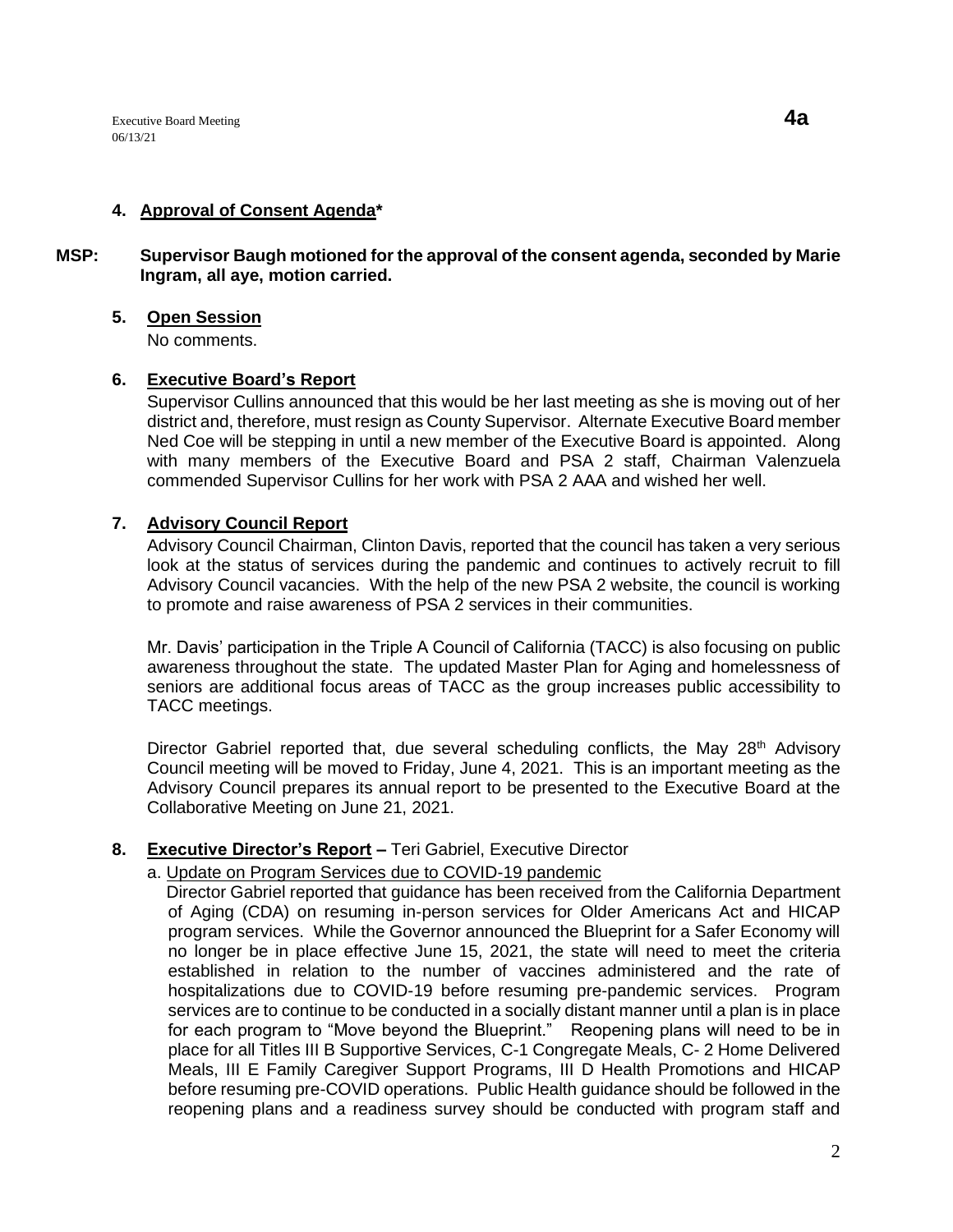## 4. Approval of Consent Agenda*

**MSP: Supervisor Baugh motioned for the approval of the consent agenda, seconded by Marie Ingram, all aye, motion carried.**

## 5. Open Session

No comments.

## 6. Executive Board's Report

Supervisor Cullins announced that this would be her last meeting as she is moving out of her district and, therefore, must resign as County Supervisor. Alternate Executive Board member Ned Coe will be stepping in until a new member of the Executive Board is appointed. Along with many members of the Executive Board and PSA 2 staff, Chairman Valenzuela commended Supervisor Cullins for her work with PSA 2 AAA and wished her well.

## 7. Advisory Council Report

Advisory Council Chairman, Clinton Davis, reported that the council has taken a very serious look at the status of services during the pandemic and continues to actively recruit to fill Advisory Council vacancies. With the help of the new PSA 2 website, the council is working to promote and raise awareness of PSA 2 services in their communities.

Mr. Davis' participation in the Triple A Council of California (TACC) is also focusing on public awareness throughout the state. The updated Master Plan for Aging and homelessness of seniors are additional focus areas of TACC as the group increases public accessibility to TACC meetings.

Director Gabriel reported that, due several scheduling conflicts, the May 28th Advisory Council meeting will be moved to Friday, June 4, 2021. This is an important meeting as the Advisory Council prepares its annual report to be presented to the Executive Board at the Collaborative Meeting on June 21, 2021.

## 8. Executive Director's Report – Teri Gabriel, Executive Director

a. Update on Program Services due to COVID-19 pandemic

Director Gabriel reported that guidance has been received from the California Department of Aging (CDA) on resuming in-person services for Older Americans Act and HICAP program services. While the Governor announced the Blueprint for a Safer Economy will no longer be in place effective June 15, 2021, the state will need to meet the criteria established in relation to the number of vaccines administered and the rate of hospitalizations due to COVID-19 before resuming pre-pandemic services. Program services are to continue to be conducted in a socially distant manner until a plan is in place for each program to "Move beyond the Blueprint." Reopening plans will need to be in place for all Titles III B Supportive Services, C-1 Congregate Meals, C- 2 Home Delivered Meals, III E Family Caregiver Support Programs, III D Health Promotions and HICAP before resuming pre-COVID operations. Public Health guidance should be followed in the reopening plans and a readiness survey should be conducted with program staff and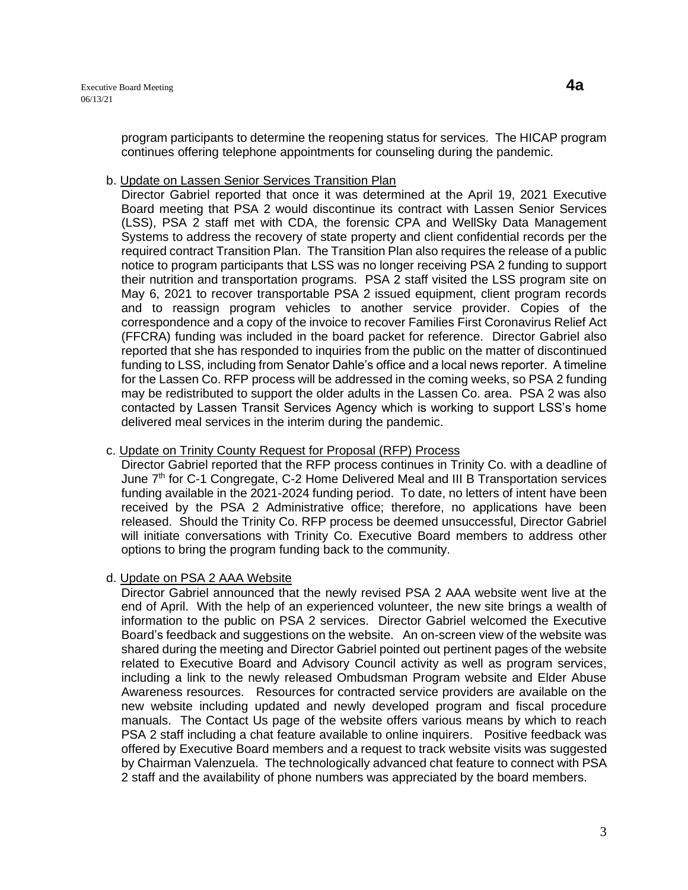program participants to determine the reopening status for services. The HICAP program continues offering telephone appointments for counseling during the pandemic.

b. Update on Lassen Senior Services Transition Plan

Director Gabriel reported that once it was determined at the April 19, 2021 Executive Board meeting that PSA 2 would discontinue its contract with Lassen Senior Services (LSS), PSA 2 staff met with CDA, the forensic CPA and WellSky Data Management Systems to address the recovery of state property and client confidential records per the required contract Transition Plan. The Transition Plan also requires the release of a public notice to program participants that LSS was no longer receiving PSA 2 funding to support their nutrition and transportation programs. PSA 2 staff visited the LSS program site on May 6, 2021 to recover transportable PSA 2 issued equipment, client program records and to reassign program vehicles to another service provider. Copies of the correspondence and a copy of the invoice to recover Families First Coronavirus Relief Act (FFCRA) funding was included in the board packet for reference. Director Gabriel also reported that she has responded to inquiries from the public on the matter of discontinued funding to LSS, including from Senator Dahle's office and a local news reporter. A timeline for the Lassen Co. RFP process will be addressed in the coming weeks, so PSA 2 funding may be redistributed to support the older adults in the Lassen Co. area. PSA 2 was also contacted by Lassen Transit Services Agency which is working to support LSS's home delivered meal services in the interim during the pandemic.

c. Update on Trinity County Request for Proposal (RFP) Process

Director Gabriel reported that the RFP process continues in Trinity Co. with a deadline of June 7th for C-1 Congregate, C-2 Home Delivered Meal and III B Transportation services funding available in the 2021-2024 funding period. To date, no letters of intent have been received by the PSA 2 Administrative office; therefore, no applications have been released. Should the Trinity Co. RFP process be deemed unsuccessful, Director Gabriel will initiate conversations with Trinity Co. Executive Board members to address other options to bring the program funding back to the community.

d. Update on PSA 2 AAA Website

Director Gabriel announced that the newly revised PSA 2 AAA website went live at the end of April. With the help of an experienced volunteer, the new site brings a wealth of information to the public on PSA 2 services. Director Gabriel welcomed the Executive Board's feedback and suggestions on the website. An on-screen view of the website was shared during the meeting and Director Gabriel pointed out pertinent pages of the website related to Executive Board and Advisory Council activity as well as program services, including a link to the newly released Ombudsman Program website and Elder Abuse Awareness resources. Resources for contracted service providers are available on the new website including updated and newly developed program and fiscal procedure manuals. The Contact Us page of the website offers various means by which to reach PSA 2 staff including a chat feature available to online inquirers. Positive feedback was offered by Executive Board members and a request to track website visits was suggested by Chairman Valenzuela. The technologically advanced chat feature to connect with PSA 2 staff and the availability of phone numbers was appreciated by the board members.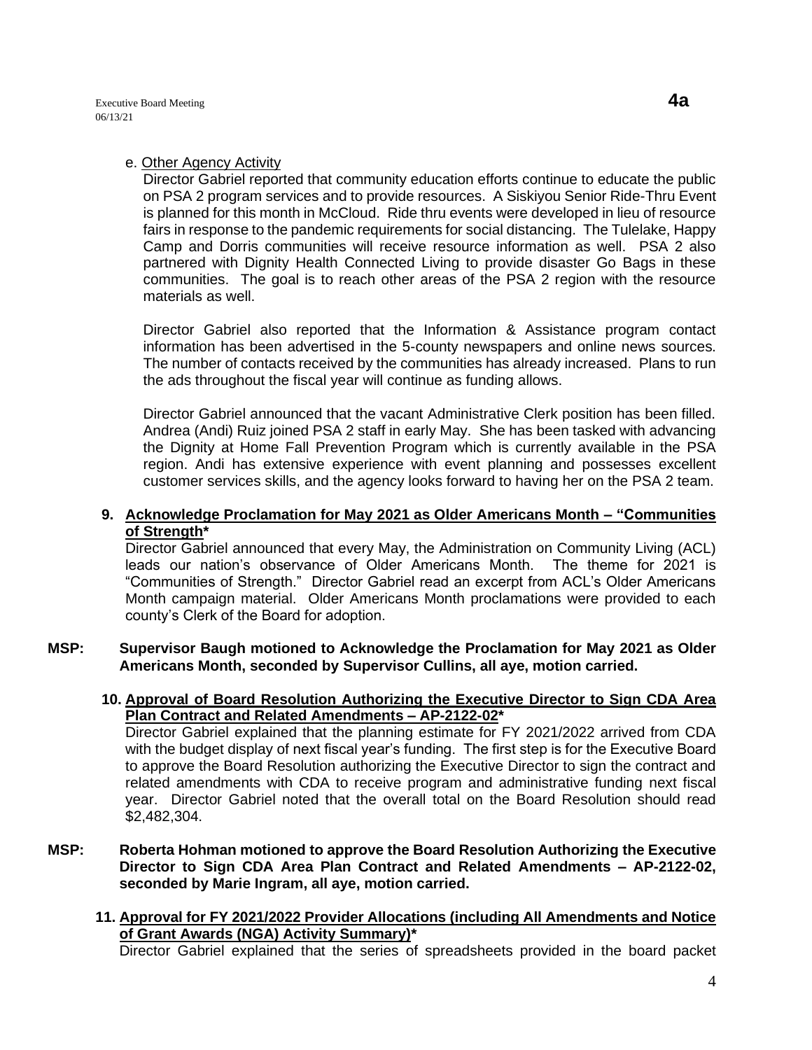e. Other Agency Activity

Director Gabriel reported that community education efforts continue to educate the public on PSA 2 program services and to provide resources. A Siskiyou Senior Ride-Thru Event is planned for this month in McCloud. Ride thru events were developed in lieu of resource fairs in response to the pandemic requirements for social distancing. The Tulelake, Happy Camp and Dorris communities will receive resource information as well. PSA 2 also partnered with Dignity Health Connected Living to provide disaster Go Bags in these communities. The goal is to reach other areas of the PSA 2 region with the resource materials as well.

Director Gabriel also reported that the Information & Assistance program contact information has been advertised in the 5-county newspapers and online news sources. The number of contacts received by the communities has already increased. Plans to run the ads throughout the fiscal year will continue as funding allows.

Director Gabriel announced that the vacant Administrative Clerk position has been filled. Andrea (Andi) Ruiz joined PSA 2 staff in early May. She has been tasked with advancing the Dignity at Home Fall Prevention Program which is currently available in the PSA region. Andi has extensive experience with event planning and possesses excellent customer services skills, and the agency looks forward to having her on the PSA 2 team.

**9. Acknowledge Proclamation for May 2021 as Older Americans Month – "Communities of Strength\***

Director Gabriel announced that every May, the Administration on Community Living (ACL) leads our nation's observance of Older Americans Month. The theme for 2021 is "Communities of Strength." Director Gabriel read an excerpt from ACL's Older Americans Month campaign material. Older Americans Month proclamations were provided to each county's Clerk of the Board for adoption.

**MSP: Supervisor Baugh motioned to Acknowledge the Proclamation for May 2021 as Older Americans Month, seconded by Supervisor Cullins, all aye, motion carried.**

**10. Approval of Board Resolution Authorizing the Executive Director to Sign CDA Area Plan Contract and Related Amendments – AP-2122-02\***

Director Gabriel explained that the planning estimate for FY 2021/2022 arrived from CDA with the budget display of next fiscal year's funding. The first step is for the Executive Board to approve the Board Resolution authorizing the Executive Director to sign the contract and related amendments with CDA to receive program and administrative funding next fiscal year. Director Gabriel noted that the overall total on the Board Resolution should read $2,482,304.

**MSP: Roberta Hohman motioned to approve the Board Resolution Authorizing the Executive Director to Sign CDA Area Plan Contract and Related Amendments – AP-2122-02, seconded by Marie Ingram, all aye, motion carried.**

**11. Approval for FY 2021/2022 Provider Allocations (including All Amendments and Notice of Grant Awards (NGA) Activity Summary)\***

Director Gabriel explained that the series of spreadsheets provided in the board packet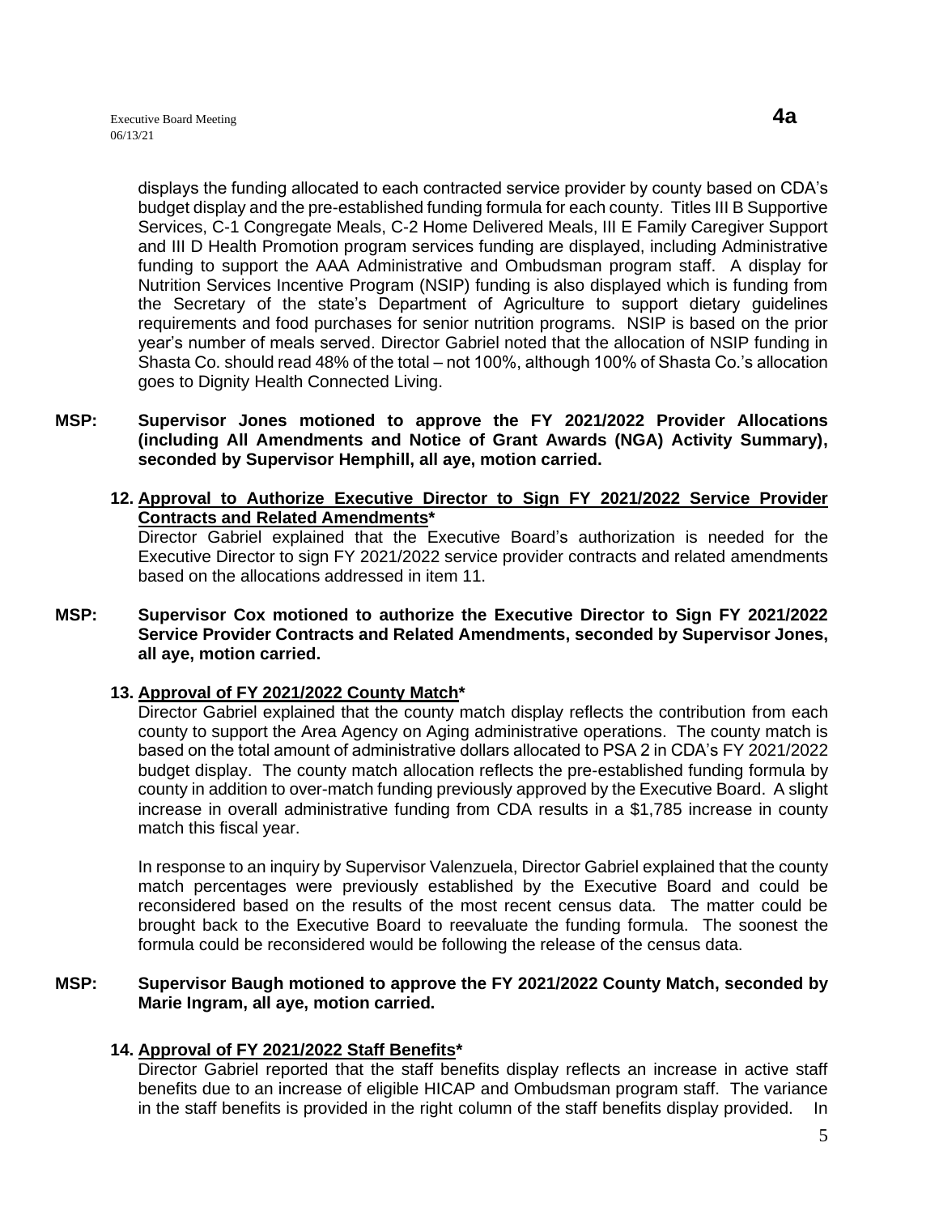displays the funding allocated to each contracted service provider by county based on CDA's budget display and the pre-established funding formula for each county. Titles III B Supportive Services, C-1 Congregate Meals, C-2 Home Delivered Meals, III E Family Caregiver Support and III D Health Promotion program services funding are displayed, including Administrative funding to support the AAA Administrative and Ombudsman program staff. A display for Nutrition Services Incentive Program (NSIP) funding is also displayed which is funding from the Secretary of the state's Department of Agriculture to support dietary guidelines requirements and food purchases for senior nutrition programs. NSIP is based on the prior year's number of meals served. Director Gabriel noted that the allocation of NSIP funding in Shasta Co. should read 48% of the total – not 100%, although 100% of Shasta Co.'s allocation goes to Dignity Health Connected Living.

**MSP: Supervisor Jones motioned to approve the FY 2021/2022 Provider Allocations (including All Amendments and Notice of Grant Awards (NGA) Activity Summary), seconded by Supervisor Hemphill, all aye, motion carried.**

**12. <u>Approval to Authorize Executive Director to Sign FY 2021/2022 Service Provider Contracts and Related Amendments*</u>**

Director Gabriel explained that the Executive Board's authorization is needed for the Executive Director to sign FY 2021/2022 service provider contracts and related amendments based on the allocations addressed in item 11.

**MSP: Supervisor Cox motioned to authorize the Executive Director to Sign FY 2021/2022 Service Provider Contracts and Related Amendments, seconded by Supervisor Jones, all aye, motion carried.**

**13. <u>Approval of FY 2021/2022 County Match*</u>**

Director Gabriel explained that the county match display reflects the contribution from each county to support the Area Agency on Aging administrative operations. The county match is based on the total amount of administrative dollars allocated to PSA 2 in CDA's FY 2021/2022 budget display. The county match allocation reflects the pre-established funding formula by county in addition to over-match funding previously approved by the Executive Board. A slight increase in overall administrative funding from CDA results in a $1,785 increase in county match this fiscal year.

In response to an inquiry by Supervisor Valenzuela, Director Gabriel explained that the county match percentages were previously established by the Executive Board and could be reconsidered based on the results of the most recent census data. The matter could be brought back to the Executive Board to reevaluate the funding formula. The soonest the formula could be reconsidered would be following the release of the census data.

**MSP: Supervisor Baugh motioned to approve the FY 2021/2022 County Match, seconded by Marie Ingram, all aye, motion carried.**

**14. <u>Approval of FY 2021/2022 Staff Benefits*</u>**

Director Gabriel reported that the staff benefits display reflects an increase in active staff benefits due to an increase of eligible HICAP and Ombudsman program staff. The variance in the staff benefits is provided in the right column of the staff benefits display provided. In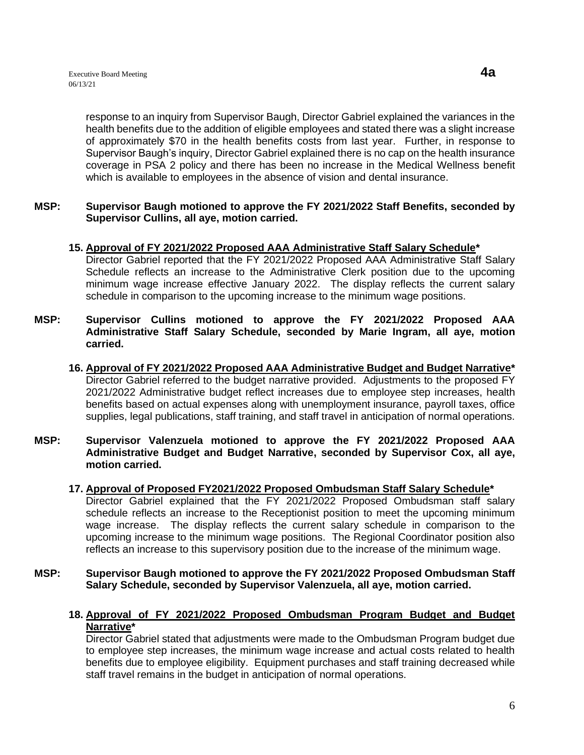response to an inquiry from Supervisor Baugh, Director Gabriel explained the variances in the health benefits due to the addition of eligible employees and stated there was a slight increase of approximately $70 in the health benefits costs from last year. Further, in response to Supervisor Baugh's inquiry, Director Gabriel explained there is no cap on the health insurance coverage in PSA 2 policy and there has been no increase in the Medical Wellness benefit which is available to employees in the absence of vision and dental insurance.

**MSP: Supervisor Baugh motioned to approve the FY 2021/2022 Staff Benefits, seconded by Supervisor Cullins, all aye, motion carried.**

15. **Approval of FY 2021/2022 Proposed AAA Administrative Staff Salary Schedule***
Director Gabriel reported that the FY 2021/2022 Proposed AAA Administrative Staff Salary Schedule reflects an increase to the Administrative Clerk position due to the upcoming minimum wage increase effective January 2022. The display reflects the current salary schedule in comparison to the upcoming increase to the minimum wage positions.

**MSP: Supervisor Cullins motioned to approve the FY 2021/2022 Proposed AAA Administrative Staff Salary Schedule, seconded by Marie Ingram, all aye, motion carried.**

16. **Approval of FY 2021/2022 Proposed AAA Administrative Budget and Budget Narrative***
Director Gabriel referred to the budget narrative provided. Adjustments to the proposed FY 2021/2022 Administrative budget reflect increases due to employee step increases, health benefits based on actual expenses along with unemployment insurance, payroll taxes, office supplies, legal publications, staff training, and staff travel in anticipation of normal operations.

**MSP: Supervisor Valenzuela motioned to approve the FY 2021/2022 Proposed AAA Administrative Budget and Budget Narrative, seconded by Supervisor Cox, all aye, motion carried.**

17. **Approval of Proposed FY2021/2022 Proposed Ombudsman Staff Salary Schedule***
Director Gabriel explained that the FY 2021/2022 Proposed Ombudsman staff salary schedule reflects an increase to the Receptionist position to meet the upcoming minimum wage increase. The display reflects the current salary schedule in comparison to the upcoming increase to the minimum wage positions. The Regional Coordinator position also reflects an increase to this supervisory position due to the increase of the minimum wage.

**MSP: Supervisor Baugh motioned to approve the FY 2021/2022 Proposed Ombudsman Staff Salary Schedule, seconded by Supervisor Valenzuela, all aye, motion carried.**

18. **Approval of FY 2021/2022 Proposed Ombudsman Program Budget and Budget Narrative***
Director Gabriel stated that adjustments were made to the Ombudsman Program budget due to employee step increases, the minimum wage increase and actual costs related to health benefits due to employee eligibility. Equipment purchases and staff training decreased while staff travel remains in the budget in anticipation of normal operations.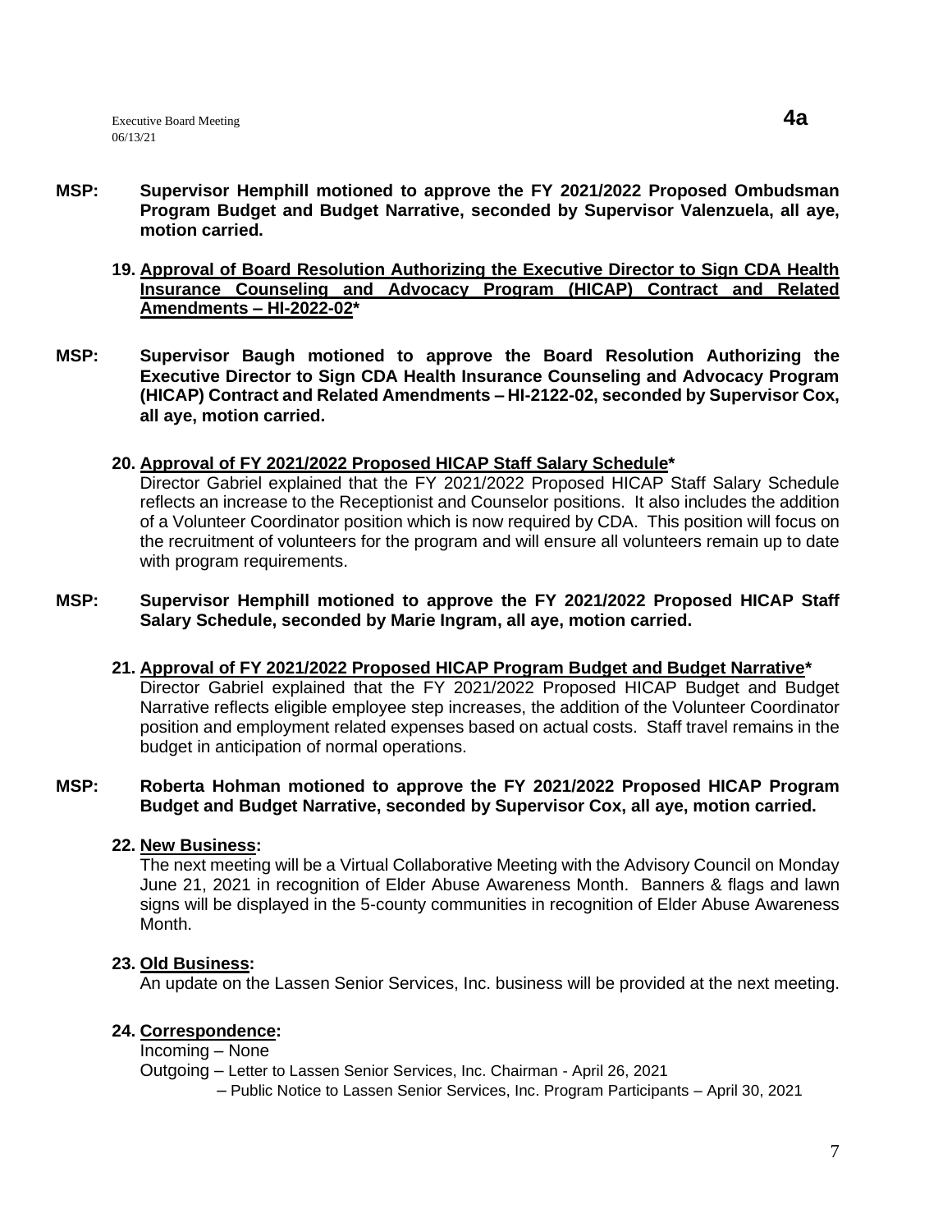**MSP: Supervisor Hemphill motioned to approve the FY 2021/2022 Proposed Ombudsman Program Budget and Budget Narrative, seconded by Supervisor Valenzuela, all aye, motion carried.**

**19. <u>Approval of Board Resolution Authorizing the Executive Director to Sign CDA Health Insurance Counseling and Advocacy Program (HICAP) Contract and Related Amendments – HI-2022-02</u>\***

**MSP: Supervisor Baugh motioned to approve the Board Resolution Authorizing the Executive Director to Sign CDA Health Insurance Counseling and Advocacy Program (HICAP) Contract and Related Amendments – HI-2122-02, seconded by Supervisor Cox, all aye, motion carried.**

**20. <u>Approval of FY 2021/2022 Proposed HICAP Staff Salary Schedule</u>\***

Director Gabriel explained that the FY 2021/2022 Proposed HICAP Staff Salary Schedule reflects an increase to the Receptionist and Counselor positions. It also includes the addition of a Volunteer Coordinator position which is now required by CDA. This position will focus on the recruitment of volunteers for the program and will ensure all volunteers remain up to date with program requirements.

**MSP: Supervisor Hemphill motioned to approve the FY 2021/2022 Proposed HICAP Staff Salary Schedule, seconded by Marie Ingram, all aye, motion carried.**

**21. <u>Approval of FY 2021/2022 Proposed HICAP Program Budget and Budget Narrative</u>\***

Director Gabriel explained that the FY 2021/2022 Proposed HICAP Budget and Budget Narrative reflects eligible employee step increases, the addition of the Volunteer Coordinator position and employment related expenses based on actual costs. Staff travel remains in the budget in anticipation of normal operations.

**MSP: Roberta Hohman motioned to approve the FY 2021/2022 Proposed HICAP Program Budget and Budget Narrative, seconded by Supervisor Cox, all aye, motion carried.**

**22. <u>New Business</u>:**

The next meeting will be a Virtual Collaborative Meeting with the Advisory Council on Monday June 21, 2021 in recognition of Elder Abuse Awareness Month. Banners & flags and lawn signs will be displayed in the 5-county communities in recognition of Elder Abuse Awareness Month.

**23. <u>Old Business</u>:**

An update on the Lassen Senior Services, Inc. business will be provided at the next meeting.

**24. <u>Correspondence</u>:**

Incoming – None

Outgoing – Letter to Lassen Senior Services, Inc. Chairman - April 26, 2021

– Public Notice to Lassen Senior Services, Inc. Program Participants – April 30, 2021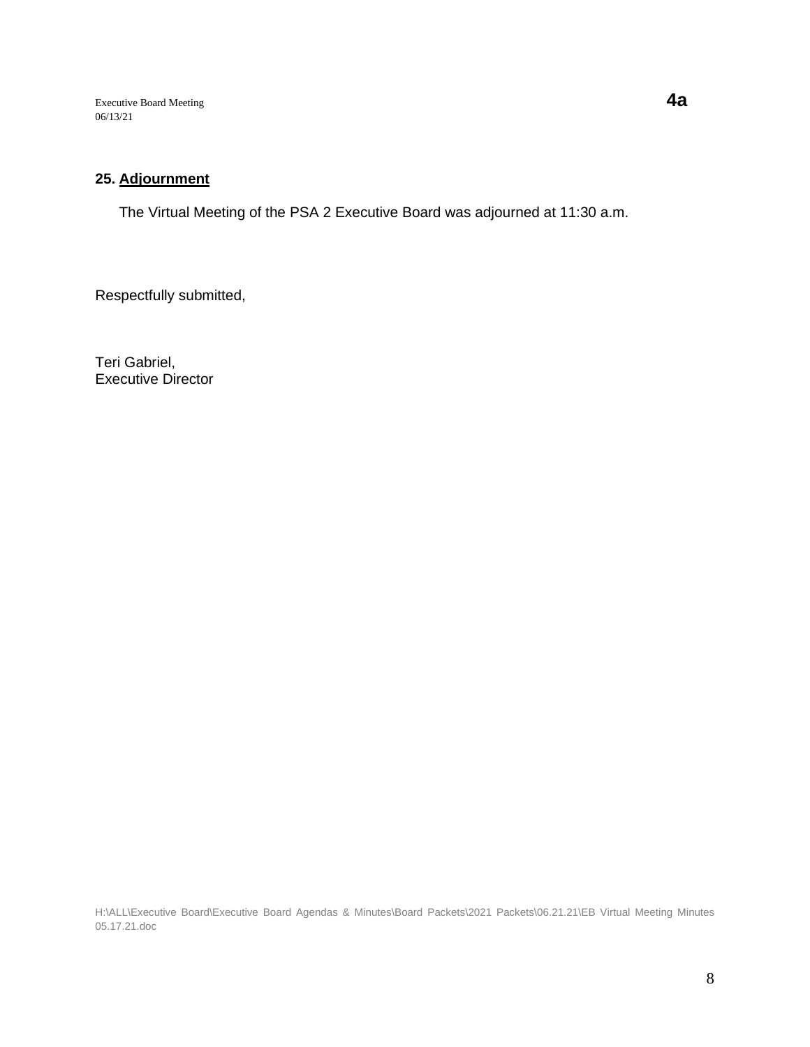## 25. Adjournment

The Virtual Meeting of the PSA 2 Executive Board was adjourned at 11:30 a.m.

Respectfully submitted,

Teri Gabriel,
Executive Director